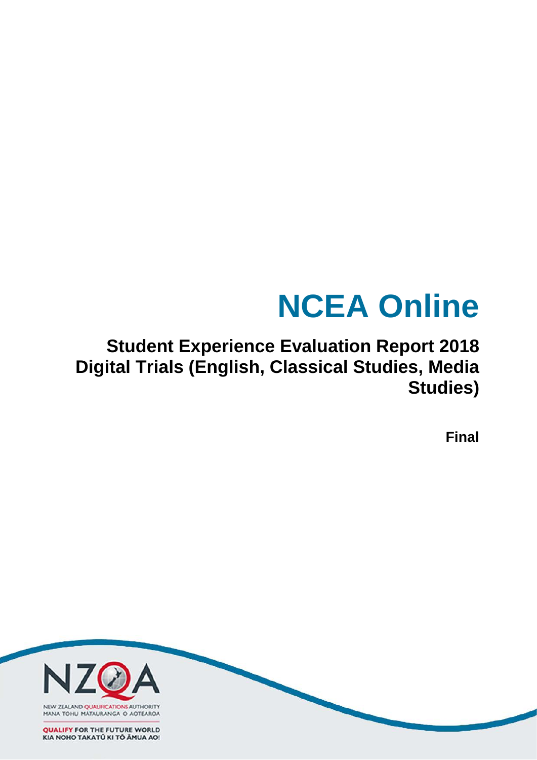# NCEA Online

## Student Experience Evaluation Report 2018 Digital Trials (English, Classical Studies, Media Studies)

**Final**

NEW ZEALAND QUALIFICATIONS AUTHORITY
MANA TOHU MĀTAURANGA O AOTEAROA

QUALIFY FOR THE FUTURE WORLD
KIA NOHO TAKATŪ KI TŌ ĀMUA AO!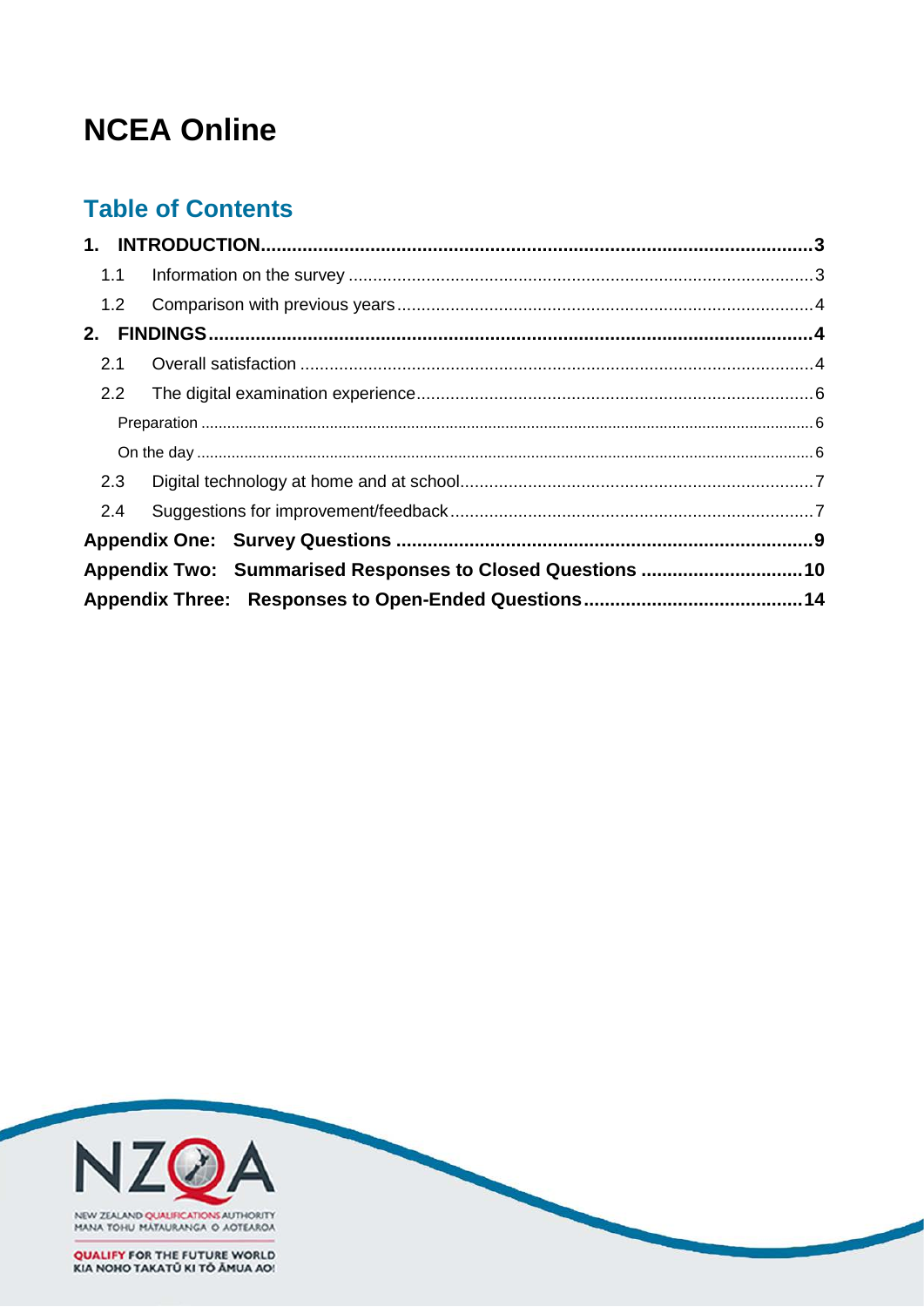# NCEA Online

## Table of Contents

- **1. INTRODUCTION** ..... **3**
  - 1.1 Information on the survey ..... 3
  - 1.2 Comparison with previous years ..... 4
- **2. FINDINGS** ..... **4**
  - 2.1 Overall satisfaction ..... 4
  - 2.2 The digital examination experience ..... 6
    - Preparation ..... 6
    - On the day ..... 6
  - 2.3 Digital technology at home and at school ..... 7
  - 2.4 Suggestions for improvement/feedback ..... 7
- **Appendix One: Survey Questions** ..... **9**
- **Appendix Two: Summarised Responses to Closed Questions** ..... **10**
- **Appendix Three: Responses to Open-Ended Questions** ..... **14**

NEW ZEALAND QUALIFICATIONS AUTHORITY
MANA TOHU MĀTAURANGA O AOTEAROA

QUALIFY FOR THE FUTURE WORLD
KIA NOHO TAKATŪ KI TŌ ĀMUA AO!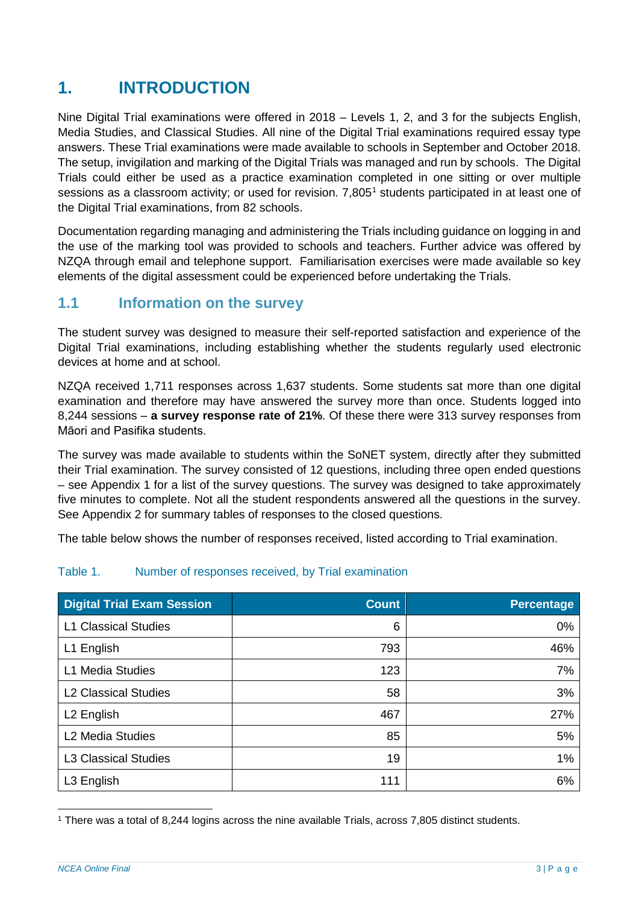# 1. INTRODUCTION

Nine Digital Trial examinations were offered in 2018 – Levels 1, 2, and 3 for the subjects English, Media Studies, and Classical Studies. All nine of the Digital Trial examinations required essay type answers. These Trial examinations were made available to schools in September and October 2018. The setup, invigilation and marking of the Digital Trials was managed and run by schools. The Digital Trials could either be used as a practice examination completed in one sitting or over multiple sessions as a classroom activity; or used for revision. 7,805[1] students participated in at least one of the Digital Trial examinations, from 82 schools.

Documentation regarding managing and administering the Trials including guidance on logging in and the use of the marking tool was provided to schools and teachers. Further advice was offered by NZQA through email and telephone support. Familiarisation exercises were made available so key elements of the digital assessment could be experienced before undertaking the Trials.

## 1.1 Information on the survey

The student survey was designed to measure their self-reported satisfaction and experience of the Digital Trial examinations, including establishing whether the students regularly used electronic devices at home and at school.

NZQA received 1,711 responses across 1,637 students. Some students sat more than one digital examination and therefore may have answered the survey more than once. Students logged into 8,244 sessions – **a survey response rate of 21%**. Of these there were 313 survey responses from Māori and Pasifika students.

The survey was made available to students within the SoNET system, directly after they submitted their Trial examination. The survey consisted of 12 questions, including three open ended questions – see Appendix 1 for a list of the survey questions. The survey was designed to take approximately five minutes to complete. Not all the student respondents answered all the questions in the survey. See Appendix 2 for summary tables of responses to the closed questions.

The table below shows the number of responses received, listed according to Trial examination.

Table 1. Number of responses received, by Trial examination

| Digital Trial Exam Session | Count | Percentage |
|---|---:|---:|
| L1 Classical Studies | 6 | 0% |
| L1 English | 793 | 46% |
| L1 Media Studies | 123 | 7% |
| L2 Classical Studies | 58 | 3% |
| L2 English | 467 | 27% |
| L2 Media Studies | 85 | 5% |
| L3 Classical Studies | 19 | 1% |
| L3 English | 111 | 6% |

[1] There was a total of 8,244 logins across the nine available Trials, across 7,805 distinct students.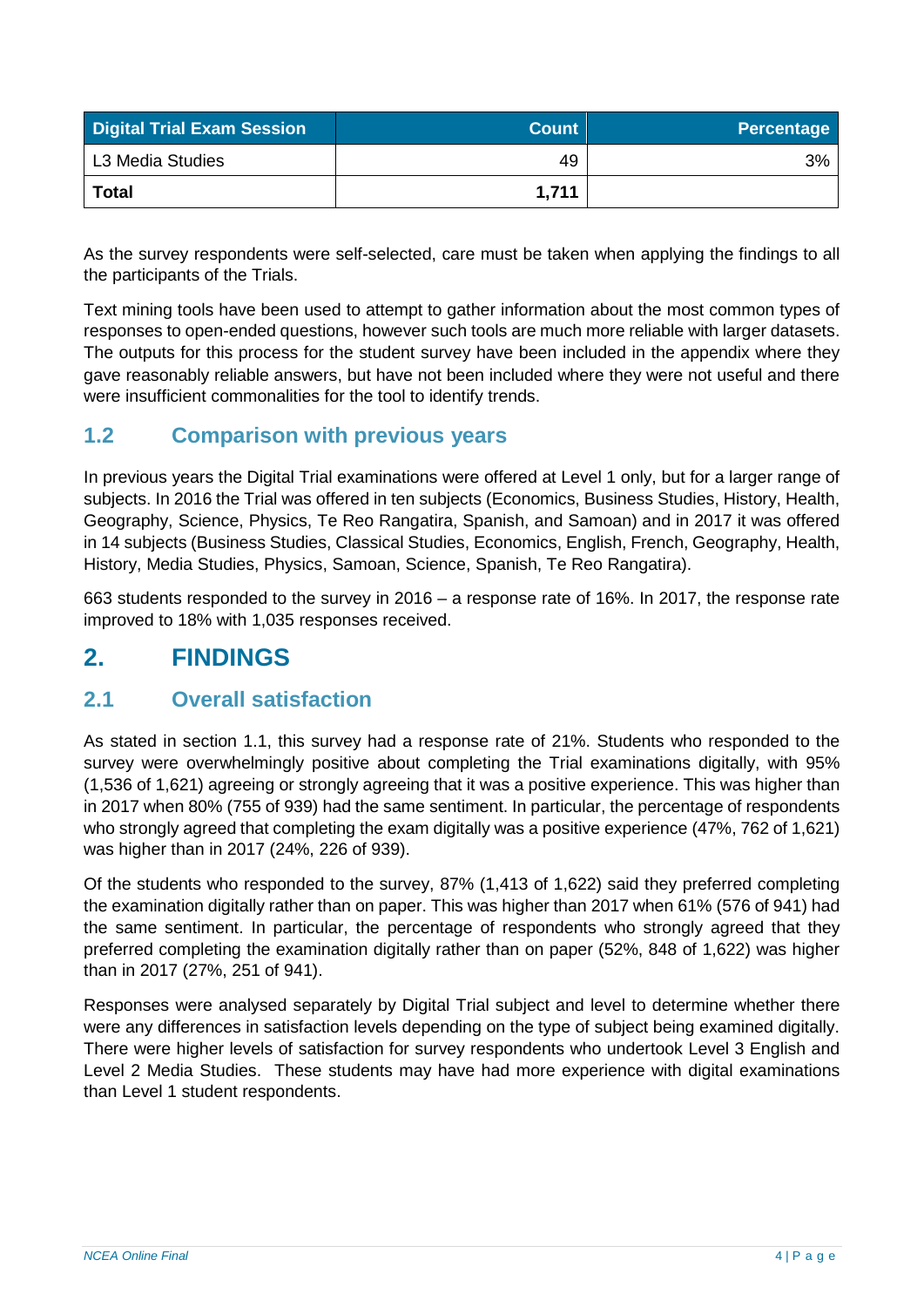| Digital Trial Exam Session | Count | Percentage |
| --- | --- | --- |
| L3 Media Studies | 49 | 3% |
| **Total** | **1,711** | |

As the survey respondents were self-selected, care must be taken when applying the findings to all the participants of the Trials.

Text mining tools have been used to attempt to gather information about the most common types of responses to open-ended questions, however such tools are much more reliable with larger datasets. The outputs for this process for the student survey have been included in the appendix where they gave reasonably reliable answers, but have not been included where they were not useful and there were insufficient commonalities for the tool to identify trends.

### 1.2 Comparison with previous years

In previous years the Digital Trial examinations were offered at Level 1 only, but for a larger range of subjects. In 2016 the Trial was offered in ten subjects (Economics, Business Studies, History, Health, Geography, Science, Physics, Te Reo Rangatira, Spanish, and Samoan) and in 2017 it was offered in 14 subjects (Business Studies, Classical Studies, Economics, English, French, Geography, Health, History, Media Studies, Physics, Samoan, Science, Spanish, Te Reo Rangatira).

663 students responded to the survey in 2016 – a response rate of 16%. In 2017, the response rate improved to 18% with 1,035 responses received.

## 2. FINDINGS

### 2.1 Overall satisfaction

As stated in section 1.1, this survey had a response rate of 21%. Students who responded to the survey were overwhelmingly positive about completing the Trial examinations digitally, with 95% (1,536 of 1,621) agreeing or strongly agreeing that it was a positive experience. This was higher than in 2017 when 80% (755 of 939) had the same sentiment. In particular, the percentage of respondents who strongly agreed that completing the exam digitally was a positive experience (47%, 762 of 1,621) was higher than in 2017 (24%, 226 of 939).

Of the students who responded to the survey, 87% (1,413 of 1,622) said they preferred completing the examination digitally rather than on paper. This was higher than 2017 when 61% (576 of 941) had the same sentiment. In particular, the percentage of respondents who strongly agreed that they preferred completing the examination digitally rather than on paper (52%, 848 of 1,622) was higher than in 2017 (27%, 251 of 941).

Responses were analysed separately by Digital Trial subject and level to determine whether there were any differences in satisfaction levels depending on the type of subject being examined digitally. There were higher levels of satisfaction for survey respondents who undertook Level 3 English and Level 2 Media Studies. These students may have had more experience with digital examinations than Level 1 student respondents.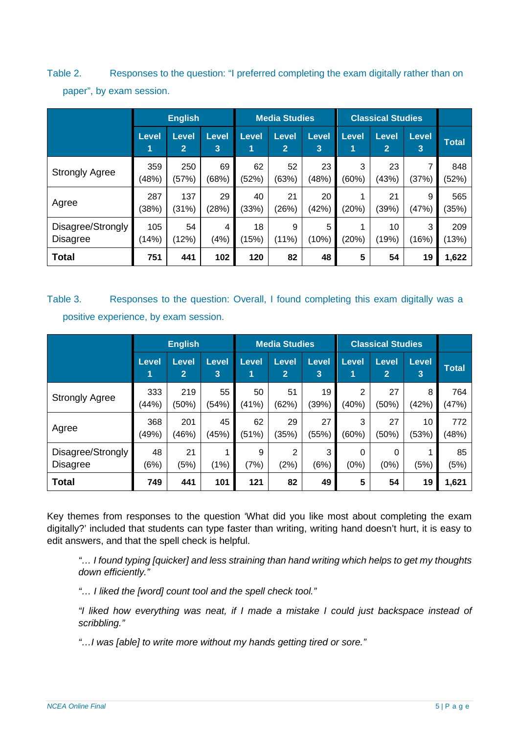Table 2. Responses to the question: "I preferred completing the exam digitally rather than on paper", by exam session.

| | English | | | Media Studies | | | Classical Studies | | | |
|---|---|---|---|---|---|---|---|---|---|---|
| | Level 1 | Level 2 | Level 3 | Level 1 | Level 2 | Level 3 | Level 1 | Level 2 | Level 3 | Total |
| Strongly Agree | 359 (48%) | 250 (57%) | 69 (68%) | 62 (52%) | 52 (63%) | 23 (48%) | 3 (60%) | 23 (43%) | 7 (37%) | 848 (52%) |
| Agree | 287 (38%) | 137 (31%) | 29 (28%) | 40 (33%) | 21 (26%) | 20 (42%) | 1 (20%) | 21 (39%) | 9 (47%) | 565 (35%) |
| Disagree/Strongly Disagree | 105 (14%) | 54 (12%) | 4 (4%) | 18 (15%) | 9 (11%) | 5 (10%) | 1 (20%) | 10 (19%) | 3 (16%) | 209 (13%) |
| **Total** | **751** | **441** | **102** | **120** | **82** | **48** | **5** | **54** | **19** | **1,622** |

Table 3. Responses to the question: Overall, I found completing this exam digitally was a positive experience, by exam session.

| | English | | | Media Studies | | | Classical Studies | | | |
|---|---|---|---|---|---|---|---|---|---|---|
| | Level 1 | Level 2 | Level 3 | Level 1 | Level 2 | Level 3 | Level 1 | Level 2 | Level 3 | Total |
| Strongly Agree | 333 (44%) | 219 (50%) | 55 (54%) | 50 (41%) | 51 (62%) | 19 (39%) | 2 (40%) | 27 (50%) | 8 (42%) | 764 (47%) |
| Agree | 368 (49%) | 201 (46%) | 45 (45%) | 62 (51%) | 29 (35%) | 27 (55%) | 3 (60%) | 27 (50%) | 10 (53%) | 772 (48%) |
| Disagree/Strongly Disagree | 48 (6%) | 21 (5%) | 1 (1%) | 9 (7%) | 2 (2%) | 3 (6%) | 0 (0%) | 0 (0%) | 1 (5%) | 85 (5%) |
| **Total** | **749** | **441** | **101** | **121** | **82** | **49** | **5** | **54** | **19** | **1,621** |

Key themes from responses to the question 'What did you like most about completing the exam digitally?' included that students can type faster than writing, writing hand doesn't hurt, it is easy to edit answers, and that the spell check is helpful.

> *"… I found typing [quicker] and less straining than hand writing which helps to get my thoughts down efficiently."*

> *"… I liked the [word] count tool and the spell check tool."*

> *"I liked how everything was neat, if I made a mistake I could just backspace instead of scribbling."*

> *"…I was [able] to write more without my hands getting tired or sore."*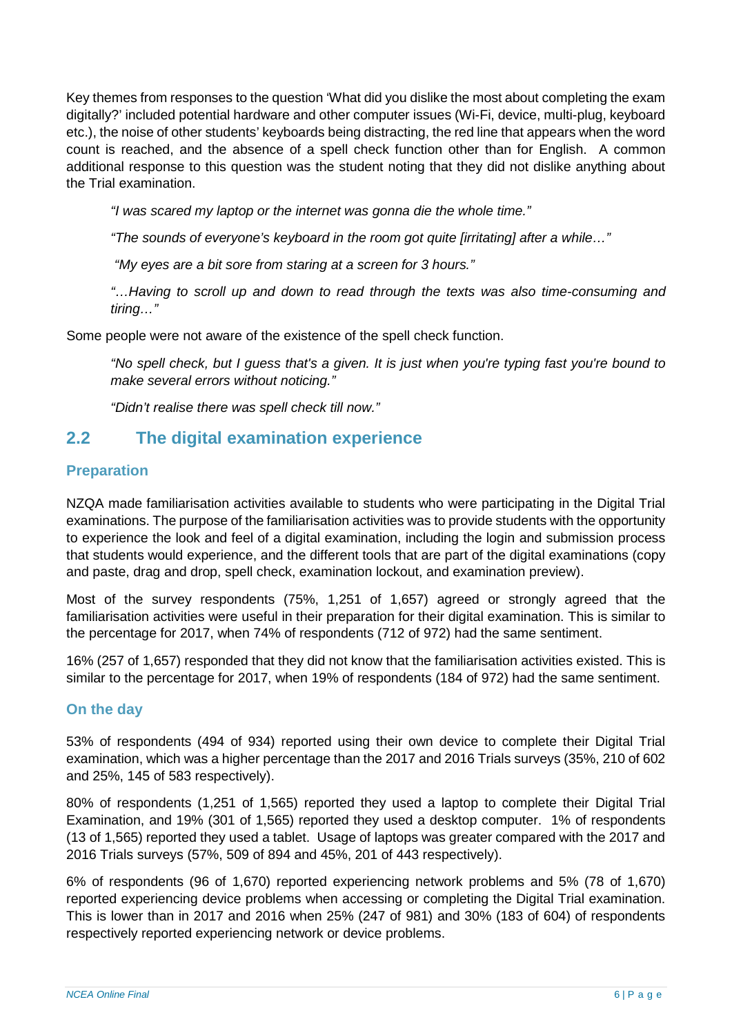Key themes from responses to the question 'What did you dislike the most about completing the exam digitally?' included potential hardware and other computer issues (Wi-Fi, device, multi-plug, keyboard etc.), the noise of other students' keyboards being distracting, the red line that appears when the word count is reached, and the absence of a spell check function other than for English. A common additional response to this question was the student noting that they did not dislike anything about the Trial examination.

> *"I was scared my laptop or the internet was gonna die the whole time."*
>
> *"The sounds of everyone's keyboard in the room got quite [irritating] after a while…"*
>
> *"My eyes are a bit sore from staring at a screen for 3 hours."*
>
> *"…Having to scroll up and down to read through the texts was also time-consuming and tiring…"*

Some people were not aware of the existence of the spell check function.

> *"No spell check, but I guess that's a given. It is just when you're typing fast you're bound to make several errors without noticing."*
>
> *"Didn't realise there was spell check till now."*

## 2.2 The digital examination experience

### Preparation

NZQA made familiarisation activities available to students who were participating in the Digital Trial examinations. The purpose of the familiarisation activities was to provide students with the opportunity to experience the look and feel of a digital examination, including the login and submission process that students would experience, and the different tools that are part of the digital examinations (copy and paste, drag and drop, spell check, examination lockout, and examination preview).

Most of the survey respondents (75%, 1,251 of 1,657) agreed or strongly agreed that the familiarisation activities were useful in their preparation for their digital examination. This is similar to the percentage for 2017, when 74% of respondents (712 of 972) had the same sentiment.

16% (257 of 1,657) responded that they did not know that the familiarisation activities existed. This is similar to the percentage for 2017, when 19% of respondents (184 of 972) had the same sentiment.

### On the day

53% of respondents (494 of 934) reported using their own device to complete their Digital Trial examination, which was a higher percentage than the 2017 and 2016 Trials surveys (35%, 210 of 602 and 25%, 145 of 583 respectively).

80% of respondents (1,251 of 1,565) reported they used a laptop to complete their Digital Trial Examination, and 19% (301 of 1,565) reported they used a desktop computer. 1% of respondents (13 of 1,565) reported they used a tablet. Usage of laptops was greater compared with the 2017 and 2016 Trials surveys (57%, 509 of 894 and 45%, 201 of 443 respectively).

6% of respondents (96 of 1,670) reported experiencing network problems and 5% (78 of 1,670) reported experiencing device problems when accessing or completing the Digital Trial examination. This is lower than in 2017 and 2016 when 25% (247 of 981) and 30% (183 of 604) of respondents respectively reported experiencing network or device problems.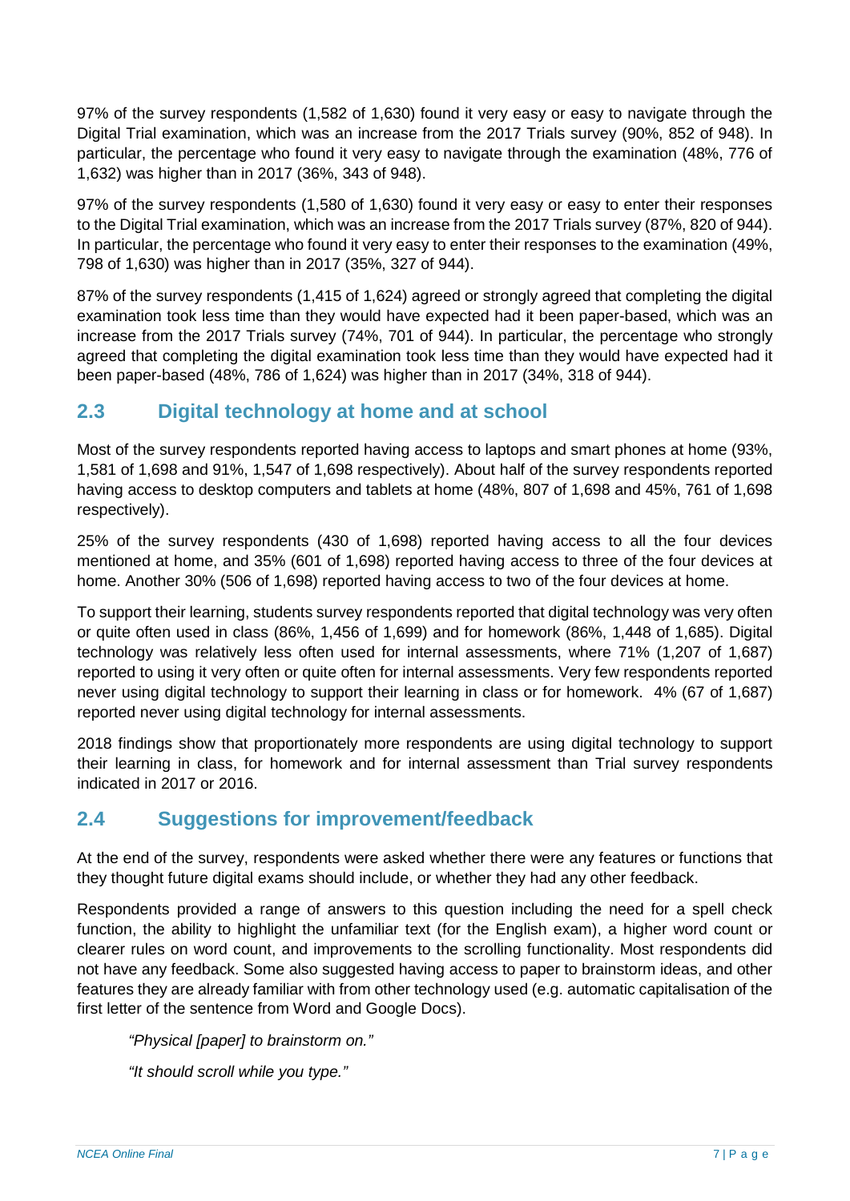97% of the survey respondents (1,582 of 1,630) found it very easy or easy to navigate through the Digital Trial examination, which was an increase from the 2017 Trials survey (90%, 852 of 948). In particular, the percentage who found it very easy to navigate through the examination (48%, 776 of 1,632) was higher than in 2017 (36%, 343 of 948).

97% of the survey respondents (1,580 of 1,630) found it very easy or easy to enter their responses to the Digital Trial examination, which was an increase from the 2017 Trials survey (87%, 820 of 944). In particular, the percentage who found it very easy to enter their responses to the examination (49%, 798 of 1,630) was higher than in 2017 (35%, 327 of 944).

87% of the survey respondents (1,415 of 1,624) agreed or strongly agreed that completing the digital examination took less time than they would have expected had it been paper-based, which was an increase from the 2017 Trials survey (74%, 701 of 944). In particular, the percentage who strongly agreed that completing the digital examination took less time than they would have expected had it been paper-based (48%, 786 of 1,624) was higher than in 2017 (34%, 318 of 944).

## 2.3 Digital technology at home and at school

Most of the survey respondents reported having access to laptops and smart phones at home (93%, 1,581 of 1,698 and 91%, 1,547 of 1,698 respectively). About half of the survey respondents reported having access to desktop computers and tablets at home (48%, 807 of 1,698 and 45%, 761 of 1,698 respectively).

25% of the survey respondents (430 of 1,698) reported having access to all the four devices mentioned at home, and 35% (601 of 1,698) reported having access to three of the four devices at home. Another 30% (506 of 1,698) reported having access to two of the four devices at home.

To support their learning, students survey respondents reported that digital technology was very often or quite often used in class (86%, 1,456 of 1,699) and for homework (86%, 1,448 of 1,685). Digital technology was relatively less often used for internal assessments, where 71% (1,207 of 1,687) reported to using it very often or quite often for internal assessments. Very few respondents reported never using digital technology to support their learning in class or for homework. 4% (67 of 1,687) reported never using digital technology for internal assessments.

2018 findings show that proportionately more respondents are using digital technology to support their learning in class, for homework and for internal assessment than Trial survey respondents indicated in 2017 or 2016.

## 2.4 Suggestions for improvement/feedback

At the end of the survey, respondents were asked whether there were any features or functions that they thought future digital exams should include, or whether they had any other feedback.

Respondents provided a range of answers to this question including the need for a spell check function, the ability to highlight the unfamiliar text (for the English exam), a higher word count or clearer rules on word count, and improvements to the scrolling functionality. Most respondents did not have any feedback. Some also suggested having access to paper to brainstorm ideas, and other features they are already familiar with from other technology used (e.g. automatic capitalisation of the first letter of the sentence from Word and Google Docs).

> *"Physical [paper] to brainstorm on."*
>
> *"It should scroll while you type."*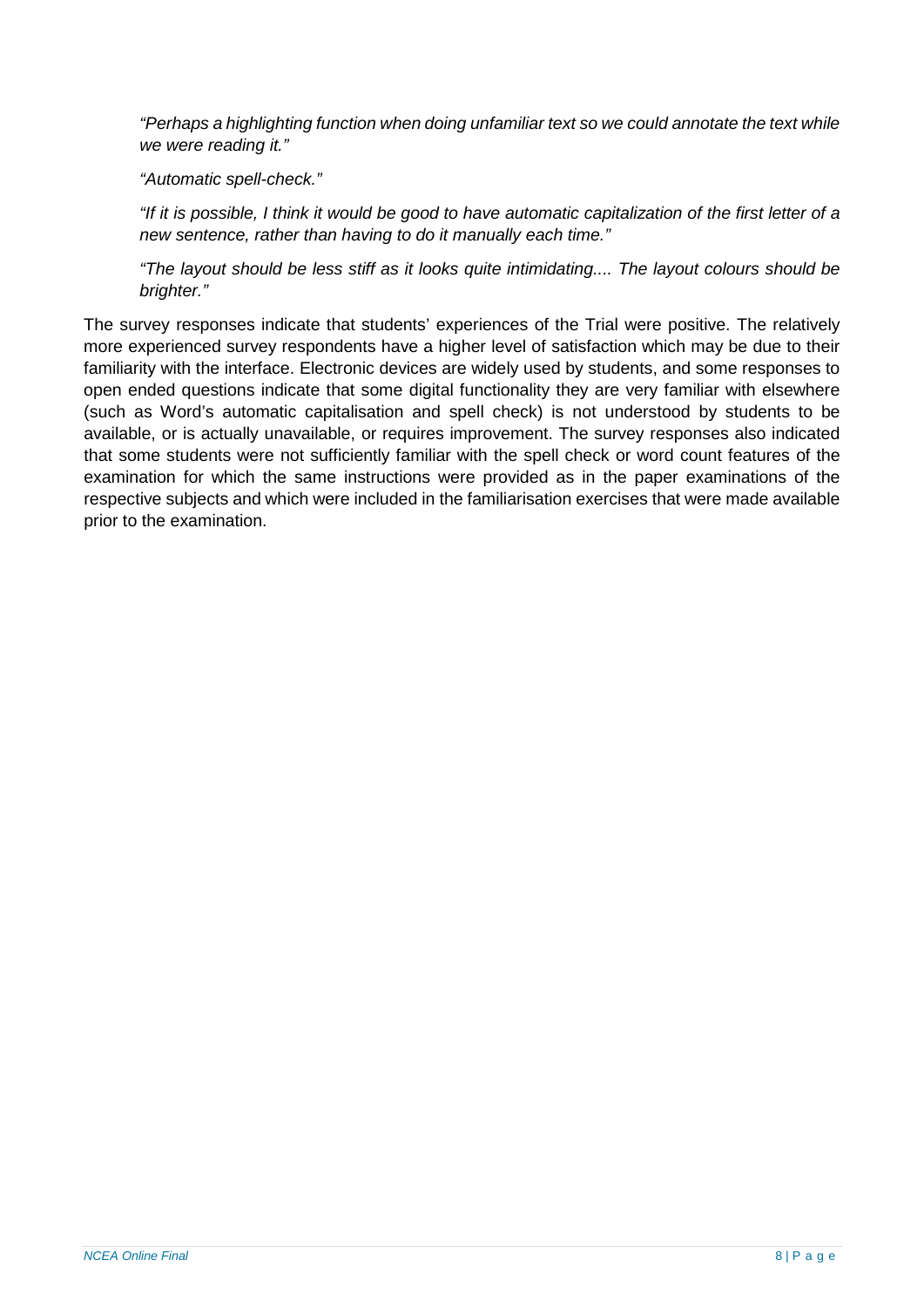> *"Perhaps a highlighting function when doing unfamiliar text so we could annotate the text while we were reading it."*
>
> *"Automatic spell-check."*
>
> *"If it is possible, I think it would be good to have automatic capitalization of the first letter of a new sentence, rather than having to do it manually each time."*
>
> *"The layout should be less stiff as it looks quite intimidating.... The layout colours should be brighter."*

The survey responses indicate that students' experiences of the Trial were positive. The relatively more experienced survey respondents have a higher level of satisfaction which may be due to their familiarity with the interface. Electronic devices are widely used by students, and some responses to open ended questions indicate that some digital functionality they are very familiar with elsewhere (such as Word's automatic capitalisation and spell check) is not understood by students to be available, or is actually unavailable, or requires improvement. The survey responses also indicated that some students were not sufficiently familiar with the spell check or word count features of the examination for which the same instructions were provided as in the paper examinations of the respective subjects and which were included in the familiarisation exercises that were made available prior to the examination.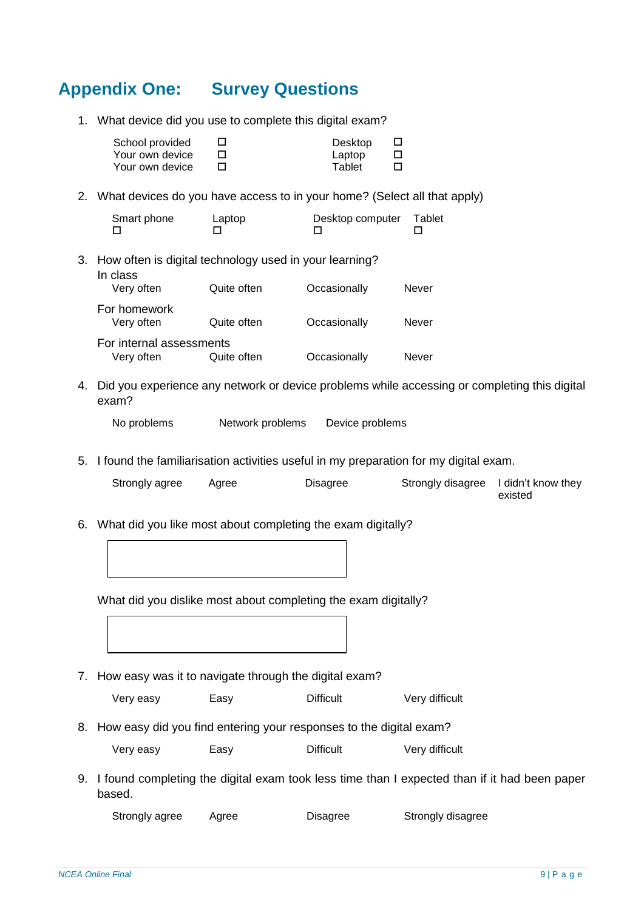# Appendix One: Survey Questions

1. What device did you use to complete this digital exam?

   | | | | |
   |---|---|---|---|
   | School provided | ☐ | Desktop | ☐ |
   | Your own device | ☐ | Laptop | ☐ |
   | Your own device | ☐ | Tablet | ☐ |

2. What devices do you have access to in your home? (Select all that apply)

   | Smart phone | Laptop | Desktop computer | Tablet |
   |---|---|---|---|
   | ☐ | ☐ | ☐ | ☐ |

3. How often is digital technology used in your learning?

   In class

   Very often   Quite often   Occasionally   Never

   For homework

   Very often   Quite often   Occasionally   Never

   For internal assessments

   Very often   Quite often   Occasionally   Never

4. Did you experience any network or device problems while accessing or completing this digital exam?

   No problems   Network problems   Device problems

5. I found the familiarisation activities useful in my preparation for my digital exam.

   Strongly agree   Agree   Disagree   Strongly disagree   I didn't know they existed

6. What did you like most about completing the exam digitally?

   What did you dislike most about completing the exam digitally?

7. How easy was it to navigate through the digital exam?

   Very easy   Easy   Difficult   Very difficult

8. How easy did you find entering your responses to the digital exam?

   Very easy   Easy   Difficult   Very difficult

9. I found completing the digital exam took less time than I expected than if it had been paper based.

   Strongly agree   Agree   Disagree   Strongly disagree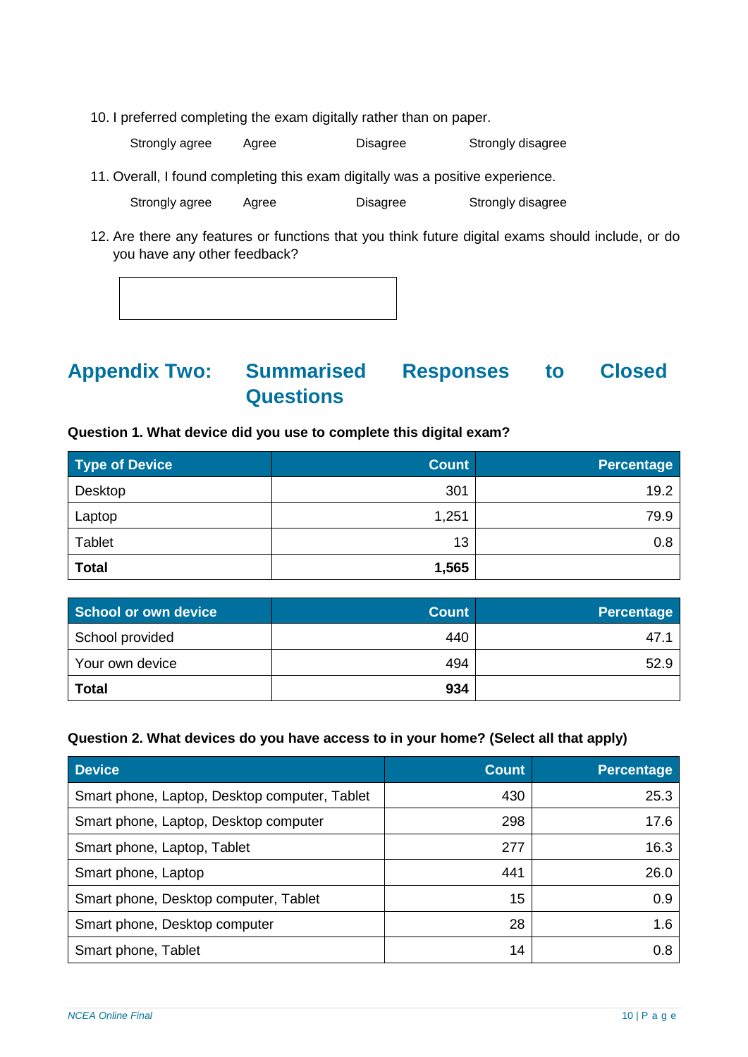10. I preferred completing the exam digitally rather than on paper.

    Strongly agree    Agree    Disagree    Strongly disagree

11. Overall, I found completing this exam digitally was a positive experience.

    Strongly agree    Agree    Disagree    Strongly disagree

12. Are there any features or functions that you think future digital exams should include, or do you have any other feedback?

## Appendix Two: Summarised Responses to Closed Questions

**Question 1. What device did you use to complete this digital exam?**

| Type of Device | Count | Percentage |
|---|---|---|
| Desktop | 301 | 19.2 |
| Laptop | 1,251 | 79.9 |
| Tablet | 13 | 0.8 |
| **Total** | **1,565** | |

| School or own device | Count | Percentage |
|---|---|---|
| School provided | 440 | 47.1 |
| Your own device | 494 | 52.9 |
| **Total** | **934** | |

**Question 2. What devices do you have access to in your home? (Select all that apply)**

| Device | Count | Percentage |
|---|---|---|
| Smart phone, Laptop, Desktop computer, Tablet | 430 | 25.3 |
| Smart phone, Laptop, Desktop computer | 298 | 17.6 |
| Smart phone, Laptop, Tablet | 277 | 16.3 |
| Smart phone, Laptop | 441 | 26.0 |
| Smart phone, Desktop computer, Tablet | 15 | 0.9 |
| Smart phone, Desktop computer | 28 | 1.6 |
| Smart phone, Tablet | 14 | 0.8 |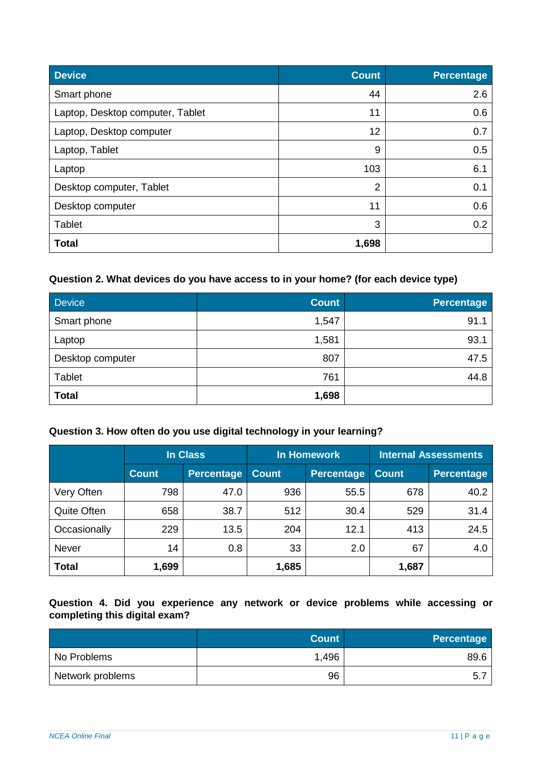| Device | Count | Percentage |
|---|---|---|
| Smart phone | 44 | 2.6 |
| Laptop, Desktop computer, Tablet | 11 | 0.6 |
| Laptop, Desktop computer | 12 | 0.7 |
| Laptop, Tablet | 9 | 0.5 |
| Laptop | 103 | 6.1 |
| Desktop computer, Tablet | 2 | 0.1 |
| Desktop computer | 11 | 0.6 |
| Tablet | 3 | 0.2 |
| **Total** | **1,698** | |

**Question 2. What devices do you have access to in your home? (for each device type)**

| Device | Count | Percentage |
|---|---|---|
| Smart phone | 1,547 | 91.1 |
| Laptop | 1,581 | 93.1 |
| Desktop computer | 807 | 47.5 |
| Tablet | 761 | 44.8 |
| **Total** | **1,698** | |

**Question 3. How often do you use digital technology in your learning?**

| | In Class | | In Homework | | Internal Assessments | |
|---|---|---|---|---|---|---|
| | Count | Percentage | Count | Percentage | Count | Percentage |
| Very Often | 798 | 47.0 | 936 | 55.5 | 678 | 40.2 |
| Quite Often | 658 | 38.7 | 512 | 30.4 | 529 | 31.4 |
| Occasionally | 229 | 13.5 | 204 | 12.1 | 413 | 24.5 |
| Never | 14 | 0.8 | 33 | 2.0 | 67 | 4.0 |
| **Total** | **1,699** | | **1,685** | | **1,687** | |

**Question 4. Did you experience any network or device problems while accessing or completing this digital exam?**

| | Count | Percentage |
|---|---|---|
| No Problems | 1,496 | 89.6 |
| Network problems | 96 | 5.7 |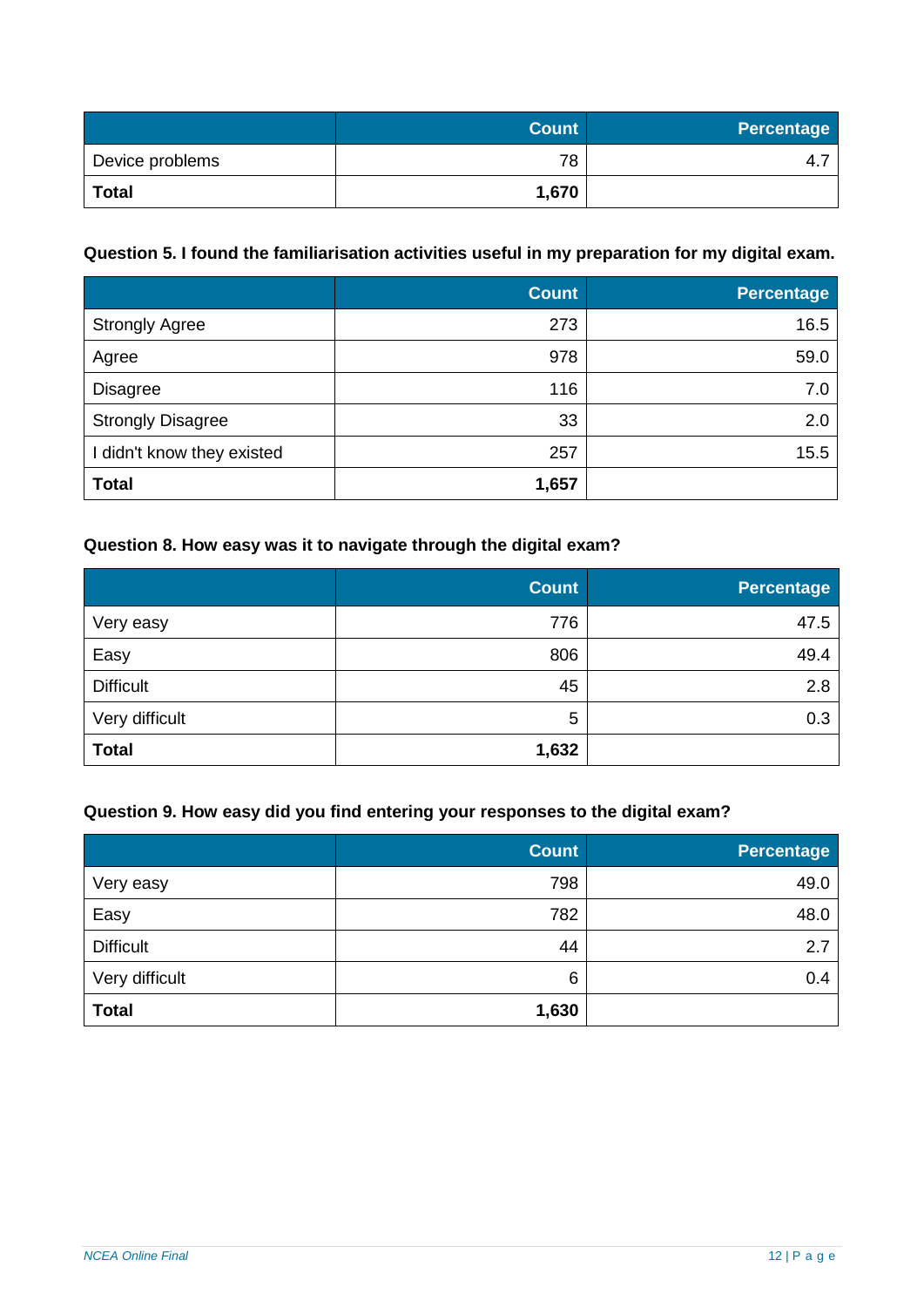| | Count | Percentage |
|---|---|---|
| Device problems | 78 | 4.7 |
| **Total** | **1,670** | |

**Question 5. I found the familiarisation activities useful in my preparation for my digital exam.**

| | Count | Percentage |
|---|---|---|
| Strongly Agree | 273 | 16.5 |
| Agree | 978 | 59.0 |
| Disagree | 116 | 7.0 |
| Strongly Disagree | 33 | 2.0 |
| I didn't know they existed | 257 | 15.5 |
| **Total** | **1,657** | |

**Question 8. How easy was it to navigate through the digital exam?**

| | Count | Percentage |
|---|---|---|
| Very easy | 776 | 47.5 |
| Easy | 806 | 49.4 |
| Difficult | 45 | 2.8 |
| Very difficult | 5 | 0.3 |
| **Total** | **1,632** | |

**Question 9. How easy did you find entering your responses to the digital exam?**

| | Count | Percentage |
|---|---|---|
| Very easy | 798 | 49.0 |
| Easy | 782 | 48.0 |
| Difficult | 44 | 2.7 |
| Very difficult | 6 | 0.4 |
| **Total** | **1,630** | |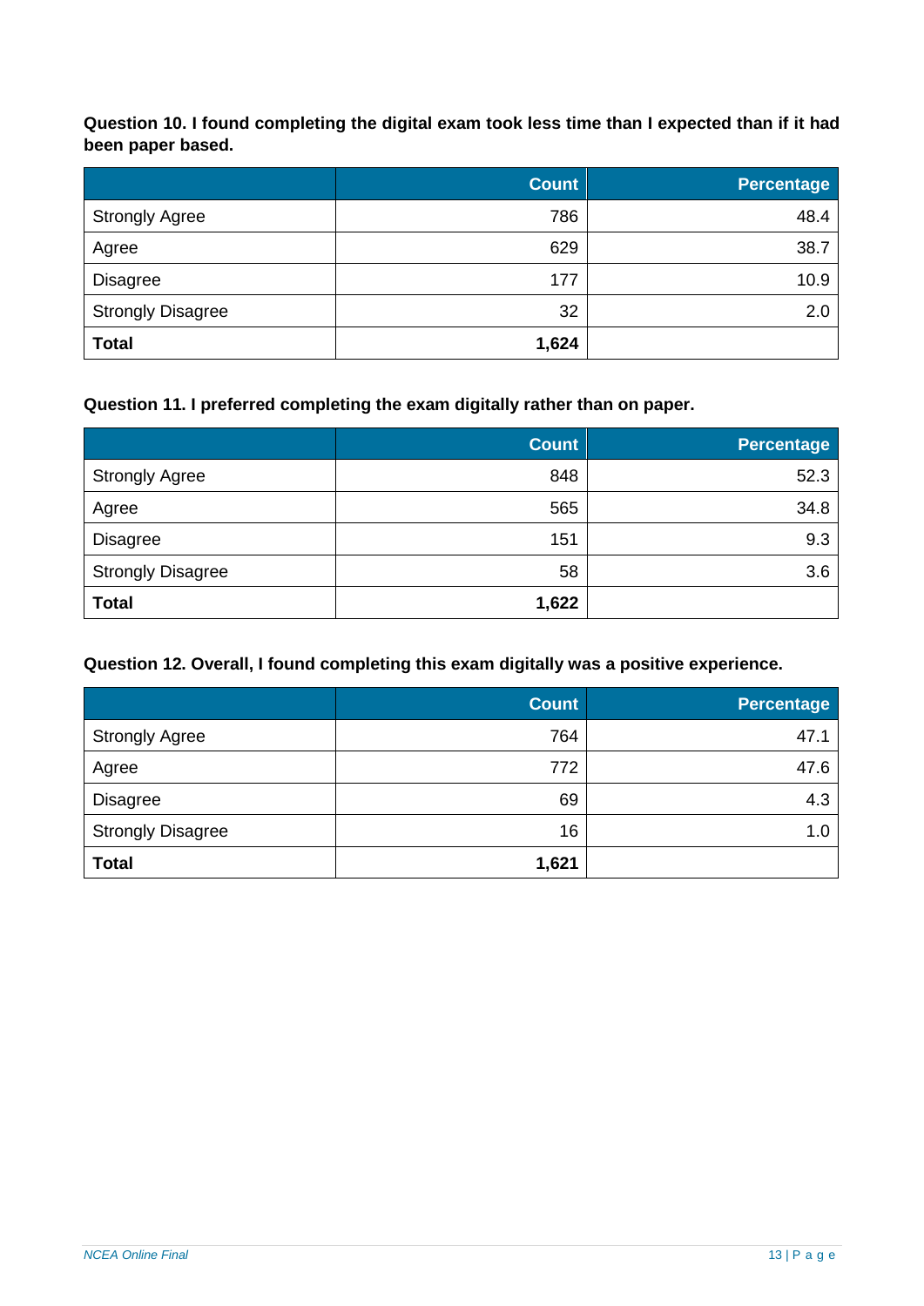**Question 10. I found completing the digital exam took less time than I expected than if it had been paper based.**

| | Count | Percentage |
|---|---:|---:|
| Strongly Agree | 786 | 48.4 |
| Agree | 629 | 38.7 |
| Disagree | 177 | 10.9 |
| Strongly Disagree | 32 | 2.0 |
| **Total** | **1,624** | |

**Question 11. I preferred completing the exam digitally rather than on paper.**

| | Count | Percentage |
|---|---:|---:|
| Strongly Agree | 848 | 52.3 |
| Agree | 565 | 34.8 |
| Disagree | 151 | 9.3 |
| Strongly Disagree | 58 | 3.6 |
| **Total** | **1,622** | |

**Question 12. Overall, I found completing this exam digitally was a positive experience.**

| | Count | Percentage |
|---|---:|---:|
| Strongly Agree | 764 | 47.1 |
| Agree | 772 | 47.6 |
| Disagree | 69 | 4.3 |
| Strongly Disagree | 16 | 1.0 |
| **Total** | **1,621** | |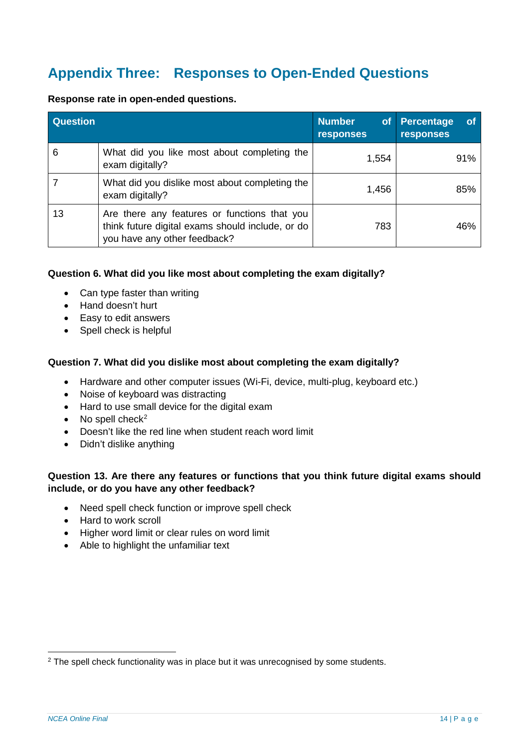## Appendix Three: Responses to Open-Ended Questions

**Response rate in open-ended questions.**

| Question | | Number of responses | Percentage of responses |
|---|---|---|---|
| 6 | What did you like most about completing the exam digitally? | 1,554 | 91% |
| 7 | What did you dislike most about completing the exam digitally? | 1,456 | 85% |
| 13 | Are there any features or functions that you think future digital exams should include, or do you have any other feedback? | 783 | 46% |

**Question 6. What did you like most about completing the exam digitally?**

- Can type faster than writing
- Hand doesn't hurt
- Easy to edit answers
- Spell check is helpful

**Question 7. What did you dislike most about completing the exam digitally?**

- Hardware and other computer issues (Wi-Fi, device, multi-plug, keyboard etc.)
- Noise of keyboard was distracting
- Hard to use small device for the digital exam
- No spell check[2]
- Doesn't like the red line when student reach word limit
- Didn't dislike anything

**Question 13. Are there any features or functions that you think future digital exams should include, or do you have any other feedback?**

- Need spell check function or improve spell check
- Hard to work scroll
- Higher word limit or clear rules on word limit
- Able to highlight the unfamiliar text

[2] The spell check functionality was in place but it was unrecognised by some students.